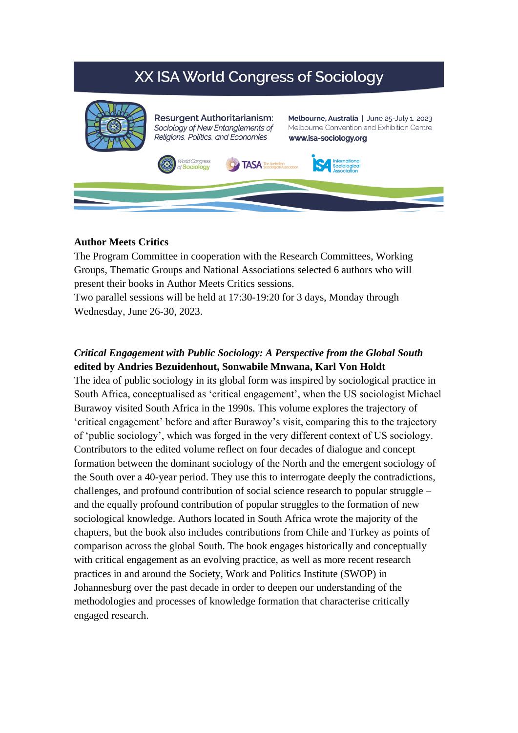# XX ISA World Congress of Sociology

**Resurgent Authoritarianism:** *Sociology of New Entanglements of Religions, Politics, and Economies*

**Melbourne, Australia** | June 25-July 1, 2023
Melbourne Convention and Exhibition Centre
**www.isa-sociology.org**

World Congress of Sociology | TASA The Australian Sociological Association | ISA International Sociological Association

**Author Meets Critics**

The Program Committee in cooperation with the Research Committees, Working Groups, Thematic Groups and National Associations selected 6 authors who will present their books in Author Meets Critics sessions.
Two parallel sessions will be held at 17:30-19:20 for 3 days, Monday through Wednesday, June 26-30, 2023.

***Critical Engagement with Public Sociology: A Perspective from the Global South***
**edited by Andries Bezuidenhout, Sonwabile Mnwana, Karl Von Holdt**

The idea of public sociology in its global form was inspired by sociological practice in South Africa, conceptualised as 'critical engagement', when the US sociologist Michael Burawoy visited South Africa in the 1990s. This volume explores the trajectory of 'critical engagement' before and after Burawoy's visit, comparing this to the trajectory of 'public sociology', which was forged in the very different context of US sociology. Contributors to the edited volume reflect on four decades of dialogue and concept formation between the dominant sociology of the North and the emergent sociology of the South over a 40-year period. They use this to interrogate deeply the contradictions, challenges, and profound contribution of social science research to popular struggle – and the equally profound contribution of popular struggles to the formation of new sociological knowledge. Authors located in South Africa wrote the majority of the chapters, but the book also includes contributions from Chile and Turkey as points of comparison across the global South. The book engages historically and conceptually with critical engagement as an evolving practice, as well as more recent research practices in and around the Society, Work and Politics Institute (SWOP) in Johannesburg over the past decade in order to deepen our understanding of the methodologies and processes of knowledge formation that characterise critically engaged research.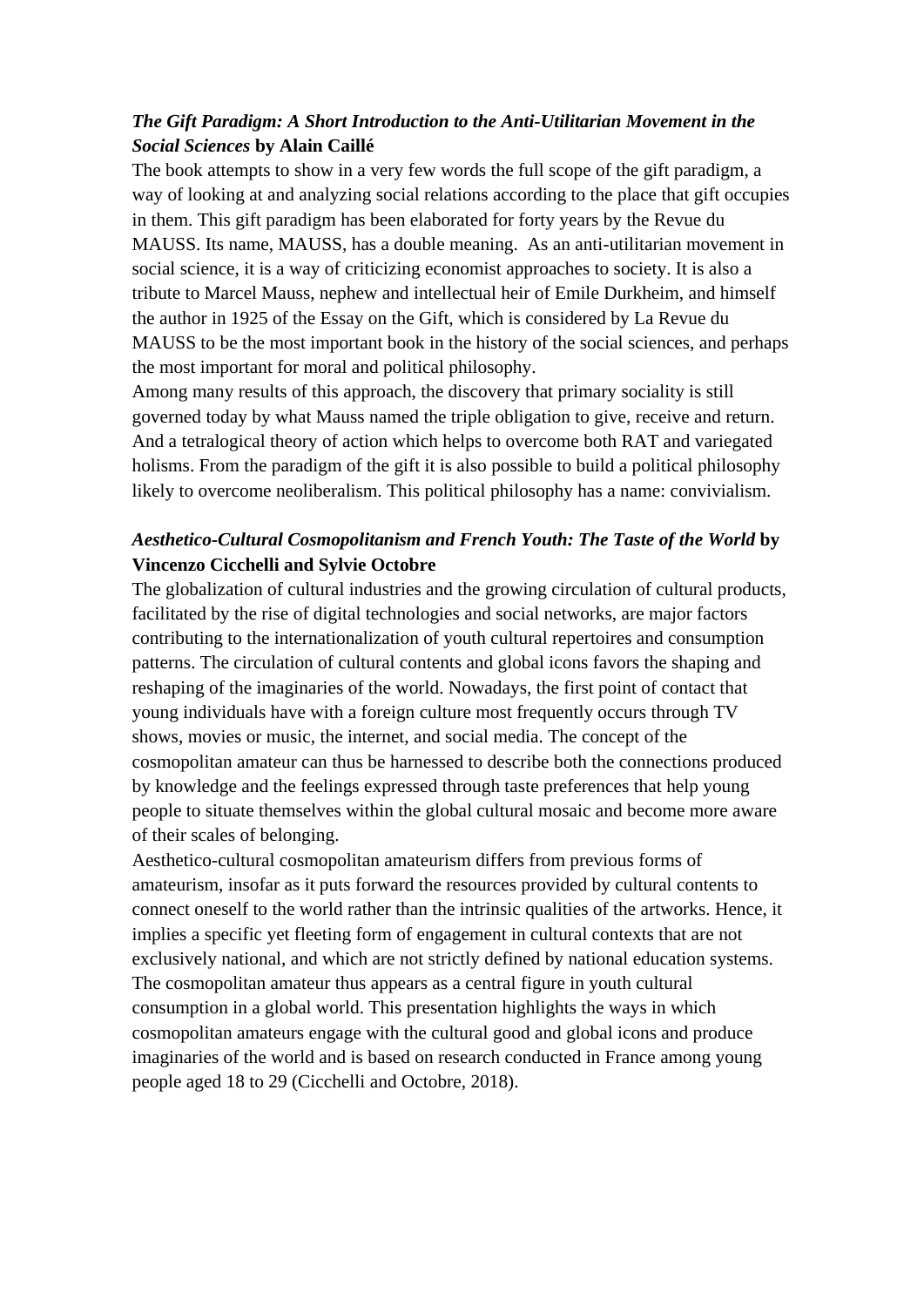***The Gift Paradigm: A Short Introduction to the Anti-Utilitarian Movement in the Social Sciences*** **by Alain Caillé**

The book attempts to show in a very few words the full scope of the gift paradigm, a way of looking at and analyzing social relations according to the place that gift occupies in them. This gift paradigm has been elaborated for forty years by the Revue du MAUSS. Its name, MAUSS, has a double meaning.  As an anti-utilitarian movement in social science, it is a way of criticizing economist approaches to society. It is also a tribute to Marcel Mauss, nephew and intellectual heir of Emile Durkheim, and himself the author in 1925 of the Essay on the Gift, which is considered by La Revue du MAUSS to be the most important book in the history of the social sciences, and perhaps the most important for moral and political philosophy.

Among many results of this approach, the discovery that primary sociality is still governed today by what Mauss named the triple obligation to give, receive and return. And a tetralogical theory of action which helps to overcome both RAT and variegated holisms. From the paradigm of the gift it is also possible to build a political philosophy likely to overcome neoliberalism. This political philosophy has a name: convivialism.

***Aesthetico-Cultural Cosmopolitanism and French Youth: The Taste of the World*** **by Vincenzo Cicchelli and Sylvie Octobre**

The globalization of cultural industries and the growing circulation of cultural products, facilitated by the rise of digital technologies and social networks, are major factors contributing to the internationalization of youth cultural repertoires and consumption patterns. The circulation of cultural contents and global icons favors the shaping and reshaping of the imaginaries of the world. Nowadays, the first point of contact that young individuals have with a foreign culture most frequently occurs through TV shows, movies or music, the internet, and social media. The concept of the cosmopolitan amateur can thus be harnessed to describe both the connections produced by knowledge and the feelings expressed through taste preferences that help young people to situate themselves within the global cultural mosaic and become more aware of their scales of belonging.

Aesthetico-cultural cosmopolitan amateurism differs from previous forms of amateurism, insofar as it puts forward the resources provided by cultural contents to connect oneself to the world rather than the intrinsic qualities of the artworks. Hence, it implies a specific yet fleeting form of engagement in cultural contexts that are not exclusively national, and which are not strictly defined by national education systems. The cosmopolitan amateur thus appears as a central figure in youth cultural consumption in a global world. This presentation highlights the ways in which cosmopolitan amateurs engage with the cultural good and global icons and produce imaginaries of the world and is based on research conducted in France among young people aged 18 to 29 (Cicchelli and Octobre, 2018).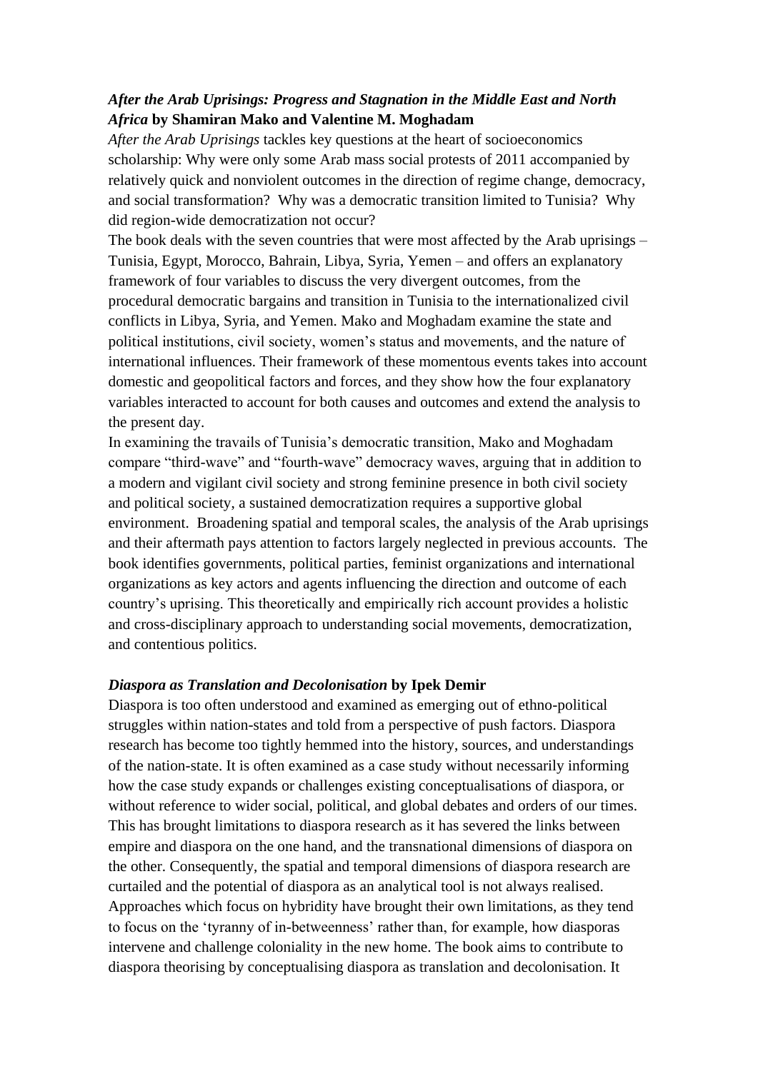***After the Arab Uprisings: Progress and Stagnation in the Middle East and North Africa*** **by Shamiran Mako and Valentine M. Moghadam**

*After the Arab Uprisings* tackles key questions at the heart of socioeconomics scholarship: Why were only some Arab mass social protests of 2011 accompanied by relatively quick and nonviolent outcomes in the direction of regime change, democracy, and social transformation? Why was a democratic transition limited to Tunisia? Why did region-wide democratization not occur?

The book deals with the seven countries that were most affected by the Arab uprisings – Tunisia, Egypt, Morocco, Bahrain, Libya, Syria, Yemen – and offers an explanatory framework of four variables to discuss the very divergent outcomes, from the procedural democratic bargains and transition in Tunisia to the internationalized civil conflicts in Libya, Syria, and Yemen. Mako and Moghadam examine the state and political institutions, civil society, women's status and movements, and the nature of international influences. Their framework of these momentous events takes into account domestic and geopolitical factors and forces, and they show how the four explanatory variables interacted to account for both causes and outcomes and extend the analysis to the present day.

In examining the travails of Tunisia's democratic transition, Mako and Moghadam compare "third-wave" and "fourth-wave" democracy waves, arguing that in addition to a modern and vigilant civil society and strong feminine presence in both civil society and political society, a sustained democratization requires a supportive global environment. Broadening spatial and temporal scales, the analysis of the Arab uprisings and their aftermath pays attention to factors largely neglected in previous accounts. The book identifies governments, political parties, feminist organizations and international organizations as key actors and agents influencing the direction and outcome of each country's uprising. This theoretically and empirically rich account provides a holistic and cross-disciplinary approach to understanding social movements, democratization, and contentious politics.

***Diaspora as Translation and Decolonisation*** **by Ipek Demir**

Diaspora is too often understood and examined as emerging out of ethno-political struggles within nation-states and told from a perspective of push factors. Diaspora research has become too tightly hemmed into the history, sources, and understandings of the nation-state. It is often examined as a case study without necessarily informing how the case study expands or challenges existing conceptualisations of diaspora, or without reference to wider social, political, and global debates and orders of our times. This has brought limitations to diaspora research as it has severed the links between empire and diaspora on the one hand, and the transnational dimensions of diaspora on the other. Consequently, the spatial and temporal dimensions of diaspora research are curtailed and the potential of diaspora as an analytical tool is not always realised. Approaches which focus on hybridity have brought their own limitations, as they tend to focus on the 'tyranny of in-betweenness' rather than, for example, how diasporas intervene and challenge coloniality in the new home. The book aims to contribute to diaspora theorising by conceptualising diaspora as translation and decolonisation. It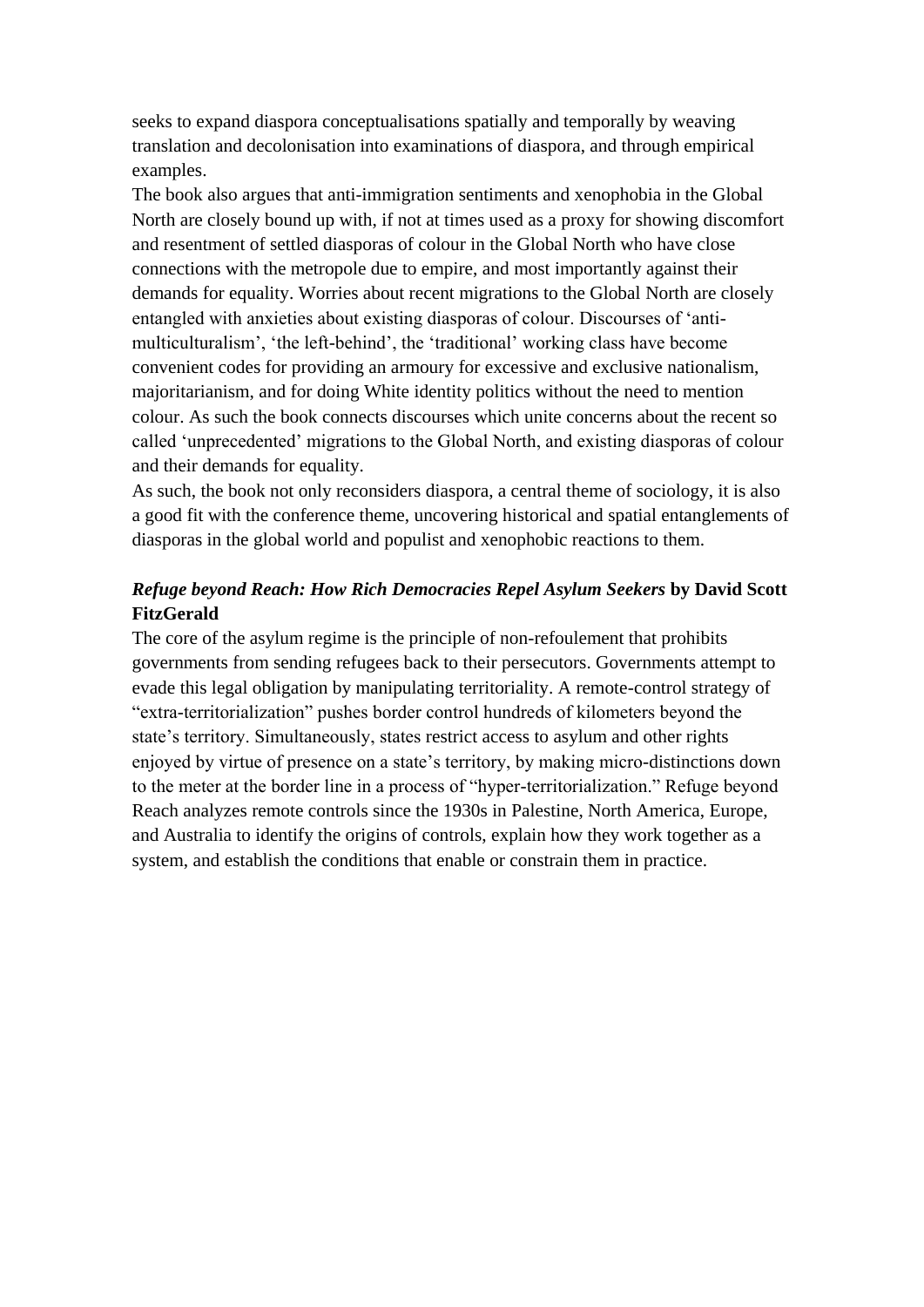seeks to expand diaspora conceptualisations spatially and temporally by weaving translation and decolonisation into examinations of diaspora, and through empirical examples.

The book also argues that anti-immigration sentiments and xenophobia in the Global North are closely bound up with, if not at times used as a proxy for showing discomfort and resentment of settled diasporas of colour in the Global North who have close connections with the metropole due to empire, and most importantly against their demands for equality. Worries about recent migrations to the Global North are closely entangled with anxieties about existing diasporas of colour. Discourses of 'anti-multiculturalism', 'the left-behind', the 'traditional' working class have become convenient codes for providing an armoury for excessive and exclusive nationalism, majoritarianism, and for doing White identity politics without the need to mention colour. As such the book connects discourses which unite concerns about the recent so called 'unprecedented' migrations to the Global North, and existing diasporas of colour and their demands for equality.

As such, the book not only reconsiders diaspora, a central theme of sociology, it is also a good fit with the conference theme, uncovering historical and spatial entanglements of diasporas in the global world and populist and xenophobic reactions to them.

***Refuge beyond Reach: How Rich Democracies Repel Asylum Seekers*** **by David Scott FitzGerald**

The core of the asylum regime is the principle of non-refoulement that prohibits governments from sending refugees back to their persecutors. Governments attempt to evade this legal obligation by manipulating territoriality. A remote-control strategy of "extra-territorialization" pushes border control hundreds of kilometers beyond the state's territory. Simultaneously, states restrict access to asylum and other rights enjoyed by virtue of presence on a state's territory, by making micro-distinctions down to the meter at the border line in a process of "hyper-territorialization." Refuge beyond Reach analyzes remote controls since the 1930s in Palestine, North America, Europe, and Australia to identify the origins of controls, explain how they work together as a system, and establish the conditions that enable or constrain them in practice.